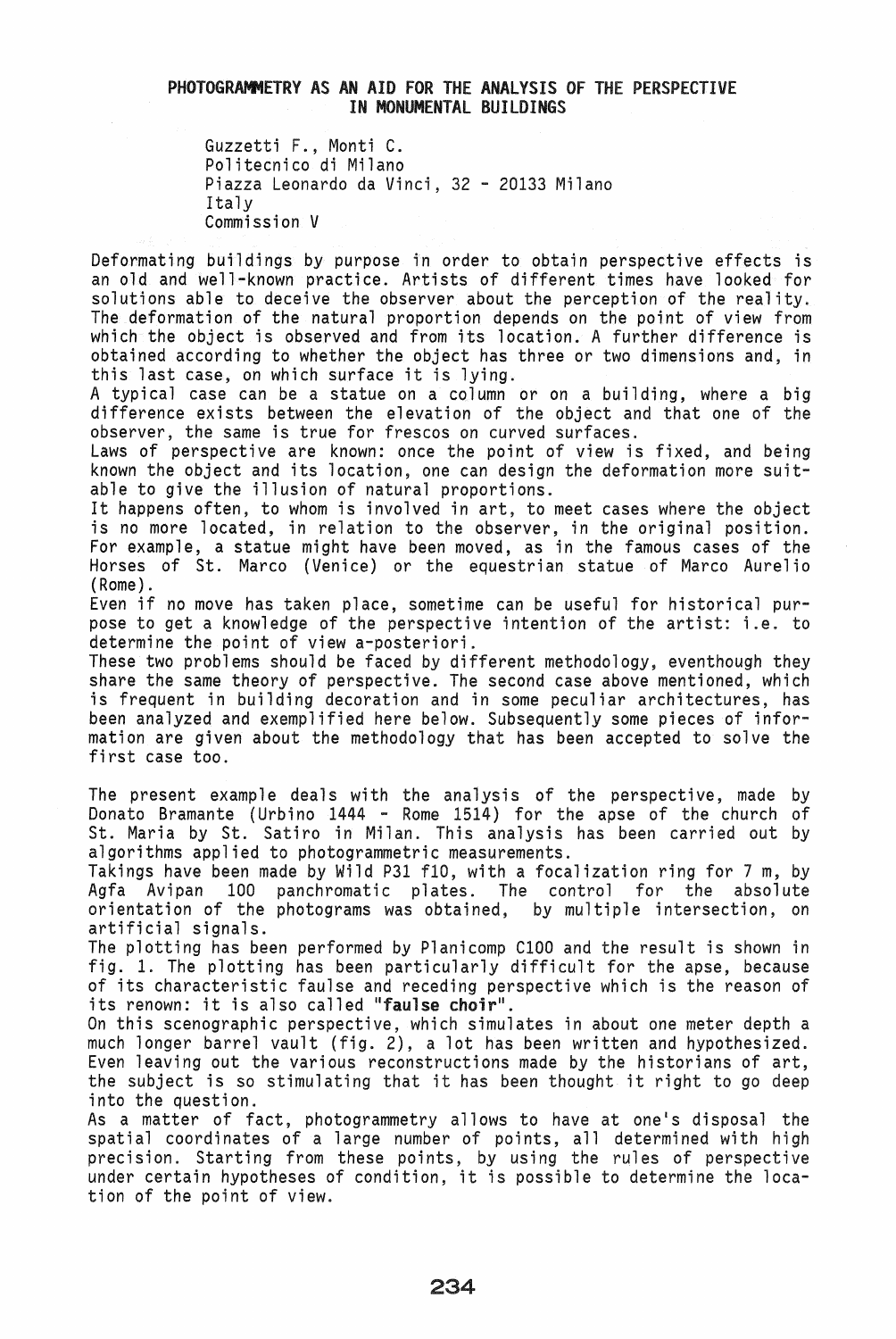# PHOTOGRAMMETRY AS AN AID FOR THE ANALYSIS OF THE PERSPECTIVE IN MONUMENTAL BUILDINGS

Guzzetti F., Monti C.
Politecnico di Milano
Piazza Leonardo da Vinci, 32 - 20133 Milano
Italy
Commission V

Deformating buildings by purpose in order to obtain perspective effects is an old and well-known practice. Artists of different times have looked for solutions able to deceive the observer about the perception of the reality. The deformation of the natural proportion depends on the point of view from which the object is observed and from its location. A further difference is obtained according to whether the object has three or two dimensions and, in this last case, on which surface it is lying.
A typical case can be a statue on a column or on a building, where a big difference exists between the elevation of the object and that one of the observer, the same is true for frescos on curved surfaces.
Laws of perspective are known: once the point of view is fixed, and being known the object and its location, one can design the deformation more suitable to give the illusion of natural proportions.
It happens often, to whom is involved in art, to meet cases where the object is no more located, in relation to the observer, in the original position. For example, a statue might have been moved, as in the famous cases of the Horses of St. Marco (Venice) or the equestrian statue of Marco Aurelio (Rome).
Even if no move has taken place, sometime can be useful for historical purpose to get a knowledge of the perspective intention of the artist: i.e. to determine the point of view a-posteriori.
These two problems should be faced by different methodology, eventhough they share the same theory of perspective. The second case above mentioned, which is frequent in building decoration and in some peculiar architectures, has been analyzed and exemplified here below. Subsequently some pieces of information are given about the methodology that has been accepted to solve the first case too.

The present example deals with the analysis of the perspective, made by Donato Bramante (Urbino 1444 - Rome 1514) for the apse of the church of St. Maria by St. Satiro in Milan. This analysis has been carried out by algorithms applied to photogrammetric measurements.
Takings have been made by Wild P31 f10, with a focalization ring for 7 m, by Agfa Avipan 100 panchromatic plates. The control for the absolute orientation of the photograms was obtained, by multiple intersection, on artificial signals.
The plotting has been performed by Planicomp C100 and the result is shown in fig. 1. The plotting has been particularly difficult for the apse, because of its characteristic faulse and receding perspective which is the reason of its renown: it is also called "**faulse choir**".
On this scenographic perspective, which simulates in about one meter depth a much longer barrel vault (fig. 2), a lot has been written and hypothesized. Even leaving out the various reconstructions made by the historians of art, the subject is so stimulating that it has been thought it right to go deep into the question.
As a matter of fact, photogrammetry allows to have at one's disposal the spatial coordinates of a large number of points, all determined with high precision. Starting from these points, by using the rules of perspective under certain hypotheses of condition, it is possible to determine the location of the point of view.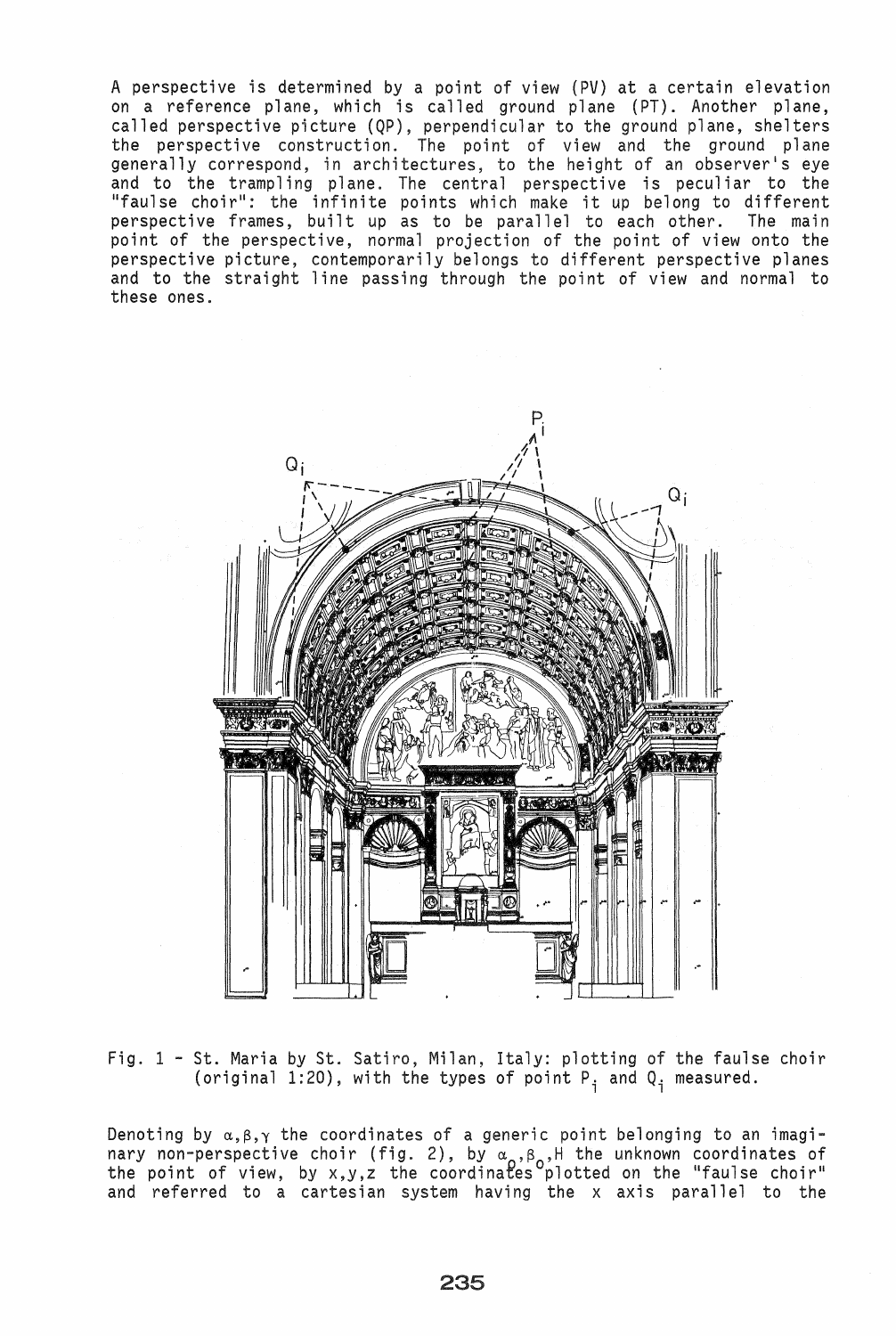A perspective is determined by a point of view (PV) at a certain elevation on a reference plane, which is called ground plane (PT). Another plane, called perspective picture (QP), perpendicular to the ground plane, shelters the perspective construction. The point of view and the ground plane generally correspond, in architectures, to the height of an observer's eye and to the trampling plane. The central perspective is peculiar to the "faulse choir": the infinite points which make it up belong to different perspective frames, built up as to be parallel to each other. The main point of the perspective, normal projection of the point of view onto the perspective picture, contemporarily belongs to different perspective planes and to the straight line passing through the point of view and normal to these ones.

Fig. 1 - St. Maria by St. Satiro, Milan, Italy: plotting of the faulse choir (original 1:20), with the types of point $P_i$ and $Q_i$ measured.

Denoting by $\alpha, \beta, \gamma$ the coordinates of a generic point belonging to an imaginary non-perspective choir (fig. 2), by $\alpha_o, \beta_o, H$ the unknown coordinates of the point of view, by x,y,z the coordinates plotted on the "faulse choir" and referred to a cartesian system having the x axis parallel to the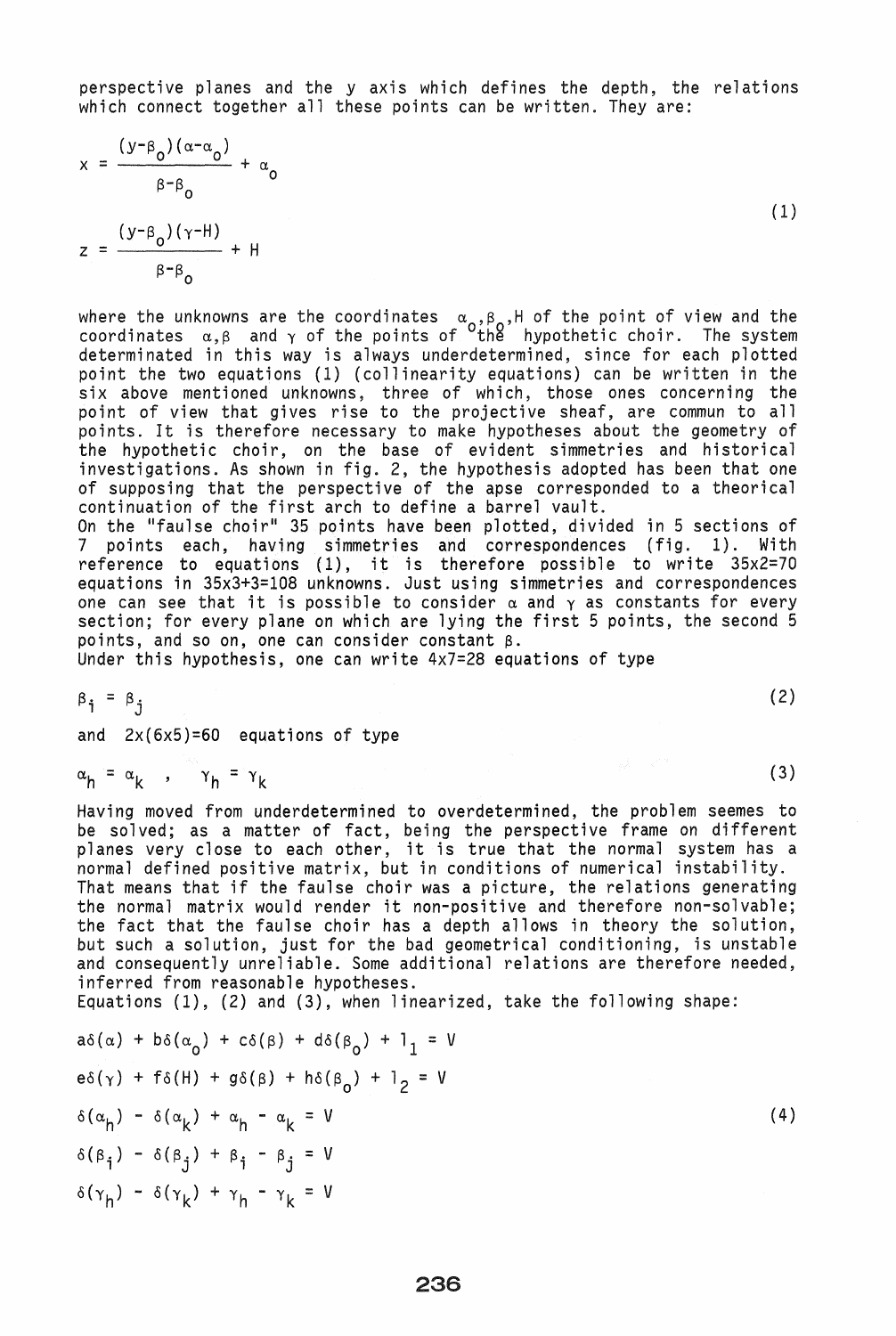perspective planes and the y axis which defines the depth, the relations which connect together all these points can be written. They are:

$$x = \frac{(y-\beta_o)(\alpha-\alpha_o)}{\beta-\beta_o} + \alpha_o$$

$$z = \frac{(y-\beta_o)(\gamma-H)}{\beta-\beta_o} + H \tag{1}$$

where the unknowns are the coordinates $\alpha_o, \beta_o, H$ of the point of view and the coordinates $\alpha, \beta$ and $\gamma$ of the points of the hypothetic choir. The system determinated in this way is always underdetermined, since for each plotted point the two equations (1) (collinearity equations) can be written in the six above mentioned unknowns, three of which, those ones concerning the point of view that gives rise to the projective sheaf, are commun to all points. It is therefore necessary to make hypotheses about the geometry of the hypothetic choir, on the base of evident simmetries and historical investigations. As shown in fig. 2, the hypothesis adopted has been that one of supposing that the perspective of the apse corresponded to a theorical continuation of the first arch to define a barrel vault.

On the "faulse choir" 35 points have been plotted, divided in 5 sections of 7 points each, having simmetries and correspondences (fig. 1). With reference to equations (1), it is therefore possible to write 35x2=70 equations in 35x3+3=108 unknowns. Just using simmetries and correspondences one can see that it is possible to consider $\alpha$ and $\gamma$ as constants for every section; for every plane on which are lying the first 5 points, the second 5 points, and so on, one can consider constant $\beta$.

Under this hypothesis, one can write 4x7=28 equations of type

$$\beta_i = \beta_j \tag{2}$$

and 2x(6x5)=60 equations of type

$$\alpha_h = \alpha_k \quad , \quad \gamma_h = \gamma_k \tag{3}$$

Having moved from underdetermined to overdetermined, the problem seemes to be solved; as a matter of fact, being the perspective frame on different planes very close to each other, it is true that the normal system has a normal defined positive matrix, but in conditions of numerical instability.

That means that if the faulse choir was a picture, the relations generating the normal matrix would render it non-positive and therefore non-solvable; the fact that the faulse choir has a depth allows in theory the solution, but such a solution, just for the bad geometrical conditioning, is unstable and consequently unreliable. Some additional relations are therefore needed, inferred from reasonable hypotheses.

Equations (1), (2) and (3), when linearized, take the following shape:

$$
\begin{aligned}
& a\delta(\alpha) + b\delta(\alpha_o) + c\delta(\beta) + d\delta(\beta_o) + l_1 = V \\
& e\delta(\gamma) + f\delta(H) + g\delta(\beta) + h\delta(\beta_o) + l_2 = V \\
& \delta(\alpha_h) - \delta(\alpha_k) + \alpha_h - \alpha_k = V \\
& \delta(\beta_i) - \delta(\beta_j) + \beta_i - \beta_j = V \\
& \delta(\gamma_h) - \delta(\gamma_k) + \gamma_h - \gamma_k = V
\end{aligned} \tag{4}
$$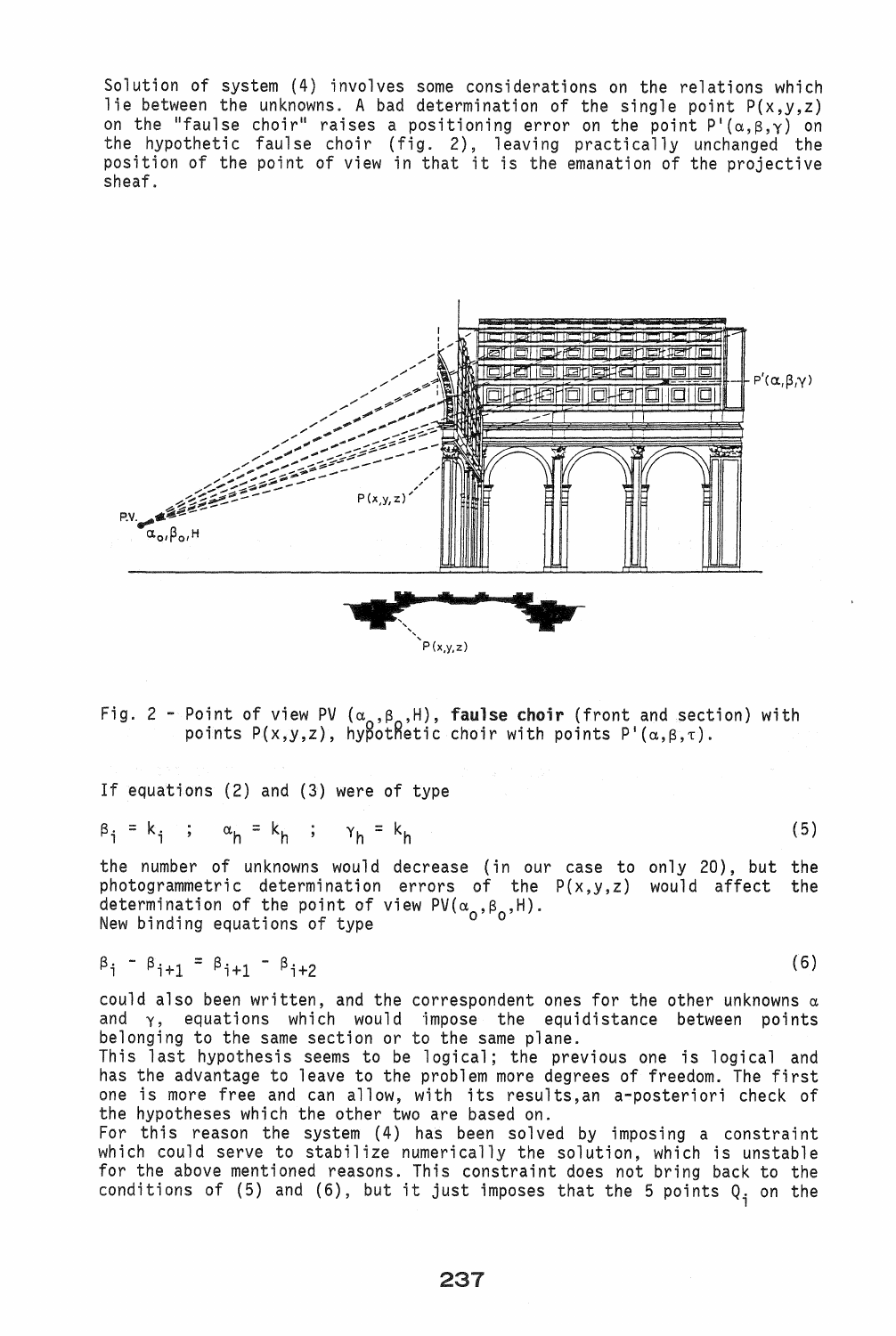Solution of system (4) involves some considerations on the relations which lie between the unknowns. A bad determination of the single point $P(x,y,z)$ on the "faulse choir" raises a positioning error on the point $P'(\alpha,\beta,\gamma)$ on the hypothetic faulse choir (fig. 2), leaving practically unchanged the position of the point of view in that it is the emanation of the projective sheaf.

Fig. 2 - Point of view PV $(\alpha_o,\beta_o,H)$, **faulse choir** (front and section) with points $P(x,y,z)$, hypothetic choir with points $P'(\alpha,\beta,\tau)$.

If equations (2) and (3) were of type

$$\beta_i = k_i \quad ; \quad \alpha_h = k_h \quad ; \quad \gamma_h = k_h \tag{5}$$

the number of unknowns would decrease (in our case to only 20), but the photogrammetric determination errors of the $P(x,y,z)$ would affect the determination of the point of view $PV(\alpha_o,\beta_o,H)$.
New binding equations of type

$$\beta_i - \beta_{i+1} = \beta_{i+1} - \beta_{i+2} \tag{6}$$

could also been written, and the correspondent ones for the other unknowns $\alpha$ and $\gamma$, equations which would impose the equidistance between points belonging to the same section or to the same plane.
This last hypothesis seems to be logical; the previous one is logical and has the advantage to leave to the problem more degrees of freedom. The first one is more free and can allow, with its results,an a-posteriori check of the hypotheses which the other two are based on.
For this reason the system (4) has been solved by imposing a constraint which could serve to stabilize numerically the solution, which is unstable for the above mentioned reasons. This constraint does not bring back to the conditions of (5) and (6), but it just imposes that the 5 points $Q_i$ on the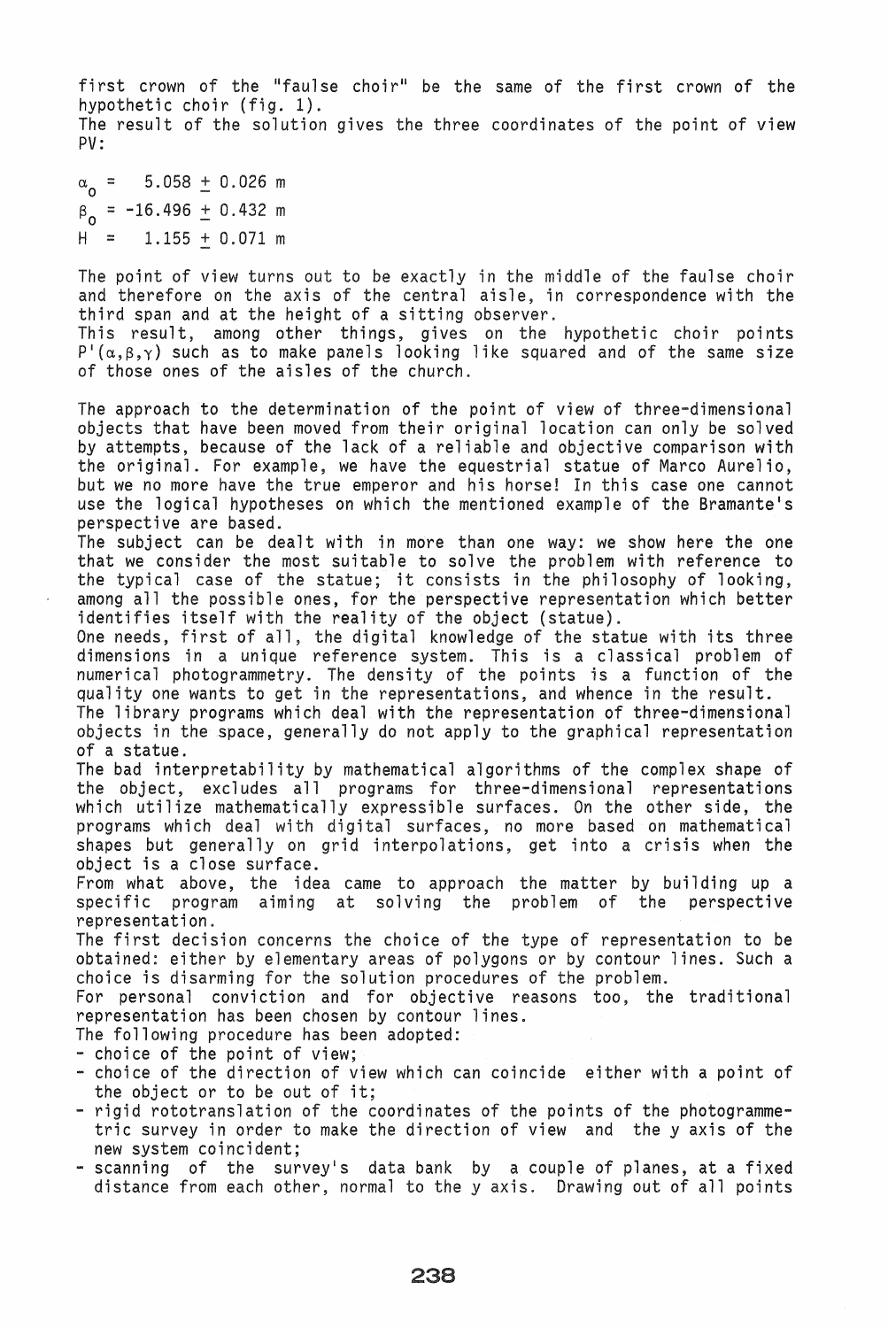first crown of the "faulse choir" be the same of the first crown of the hypothetic choir (fig. 1).
The result of the solution gives the three coordinates of the point of view PV:

$\alpha_o = \ \ 5.058 \pm 0.026$ m
$\beta_o = -16.496 \pm 0.432$ m
$H = \ \ 1.155 \pm 0.071$ m

The point of view turns out to be exactly in the middle of the faulse choir and therefore on the axis of the central aisle, in correspondence with the third span and at the height of a sitting observer.
This result, among other things, gives on the hypothetic choir points $P'(\alpha,\beta,\gamma)$ such as to make panels looking like squared and of the same size of those ones of the aisles of the church.

The approach to the determination of the point of view of three-dimensional objects that have been moved from their original location can only be solved by attempts, because of the lack of a reliable and objective comparison with the original. For example, we have the equestrial statue of Marco Aurelio, but we no more have the true emperor and his horse! In this case one cannot use the logical hypotheses on which the mentioned example of the Bramante's perspective are based.
The subject can be dealt with in more than one way: we show here the one that we consider the most suitable to solve the problem with reference to the typical case of the statue; it consists in the philosophy of looking, among all the possible ones, for the perspective representation which better identifies itself with the reality of the object (statue).
One needs, first of all, the digital knowledge of the statue with its three dimensions in a unique reference system. This is a classical problem of numerical photogrammetry. The density of the points is a function of the quality one wants to get in the representations, and whence in the result.
The library programs which deal with the representation of three-dimensional objects in the space, generally do not apply to the graphical representation of a statue.
The bad interpretability by mathematical algorithms of the complex shape of the object, excludes all programs for three-dimensional representations which utilize mathematically expressible surfaces. On the other side, the programs which deal with digital surfaces, no more based on mathematical shapes but generally on grid interpolations, get into a crisis when the object is a close surface.
From what above, the idea came to approach the matter by building up a specific program aiming at solving the problem of the perspective representation.
The first decision concerns the choice of the type of representation to be obtained: either by elementary areas of polygons or by contour lines. Such a choice is disarming for the solution procedures of the problem.
For personal conviction and for objective reasons too, the traditional representation has been chosen by contour lines.
The following procedure has been adopted:

- choice of the point of view;
- choice of the direction of view which can coincide either with a point of the object or to be out of it;
- rigid rototranslation of the coordinates of the points of the photogrammetric survey in order to make the direction of view and the y axis of the new system coincident;
- scanning of the survey's data bank by a couple of planes, at a fixed distance from each other, normal to the y axis. Drawing out of all points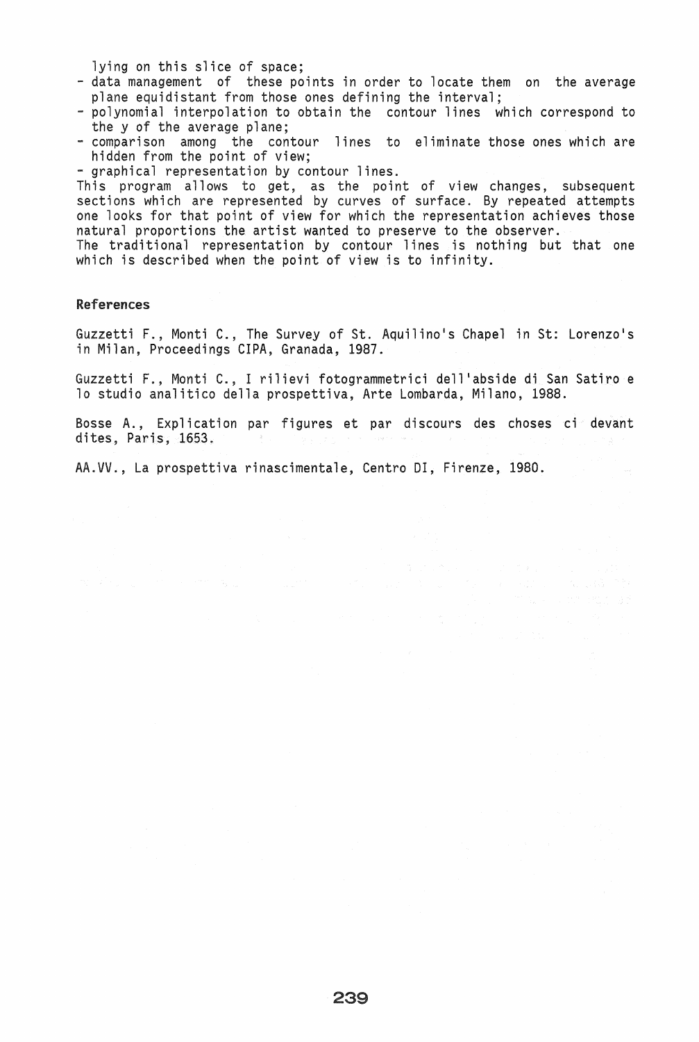lying on this slice of space;

- data management of these points in order to locate them on the average plane equidistant from those ones defining the interval;
- polynomial interpolation to obtain the contour lines which correspond to the y of the average plane;
- comparison among the contour lines to eliminate those ones which are hidden from the point of view;
- graphical representation by contour lines.

This program allows to get, as the point of view changes, subsequent sections which are represented by curves of surface. By repeated attempts one looks for that point of view for which the representation achieves those natural proportions the artist wanted to preserve to the observer.
The traditional representation by contour lines is nothing but that one which is described when the point of view is to infinity.

**References**

Guzzetti F., Monti C., The Survey of St. Aquilino's Chapel in St: Lorenzo's in Milan, Proceedings CIPA, Granada, 1987.

Guzzetti F., Monti C., I rilievi fotogrammetrici dell'abside di San Satiro e lo studio analitico della prospettiva, Arte Lombarda, Milano, 1988.

Bosse A., Explication par figures et par discours des choses ci devant dites, Paris, 1653.

AA.VV., La prospettiva rinascimentale, Centro DI, Firenze, 1980.